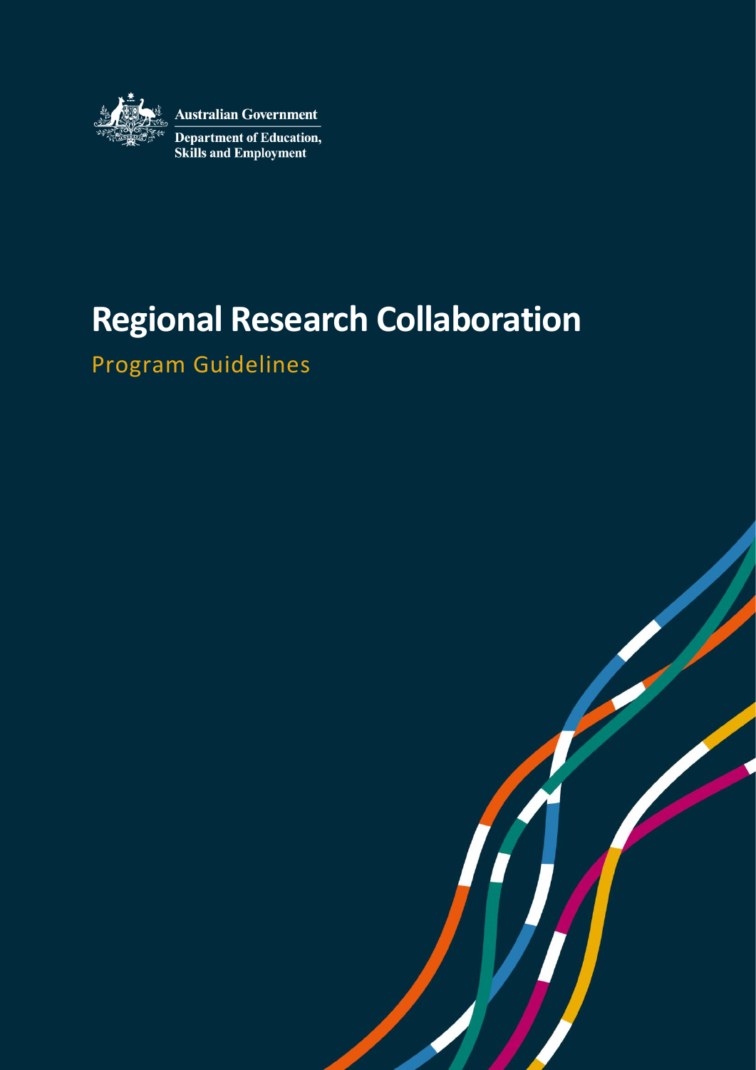Australian Government

Department of Education, Skills and Employment

# Regional Research Collaboration

## Program Guidelines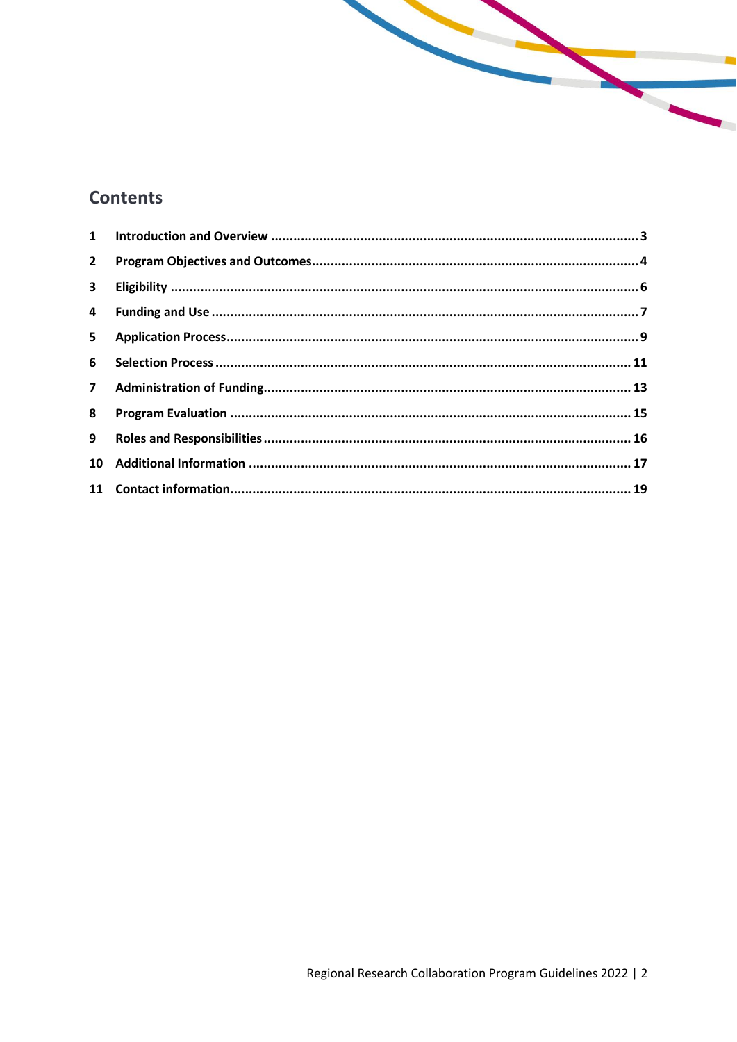## Contents

1 Introduction and Overview ........................................ 3

2 Program Objectives and Outcomes ........................................ 4

3 Eligibility ........................................ 6

4 Funding and Use ........................................ 7

5 Application Process ........................................ 9

6 Selection Process ........................................ 11

7 Administration of Funding ........................................ 13

8 Program Evaluation ........................................ 15

9 Roles and Responsibilities ........................................ 16

10 Additional Information ........................................ 17

11 Contact information ........................................ 19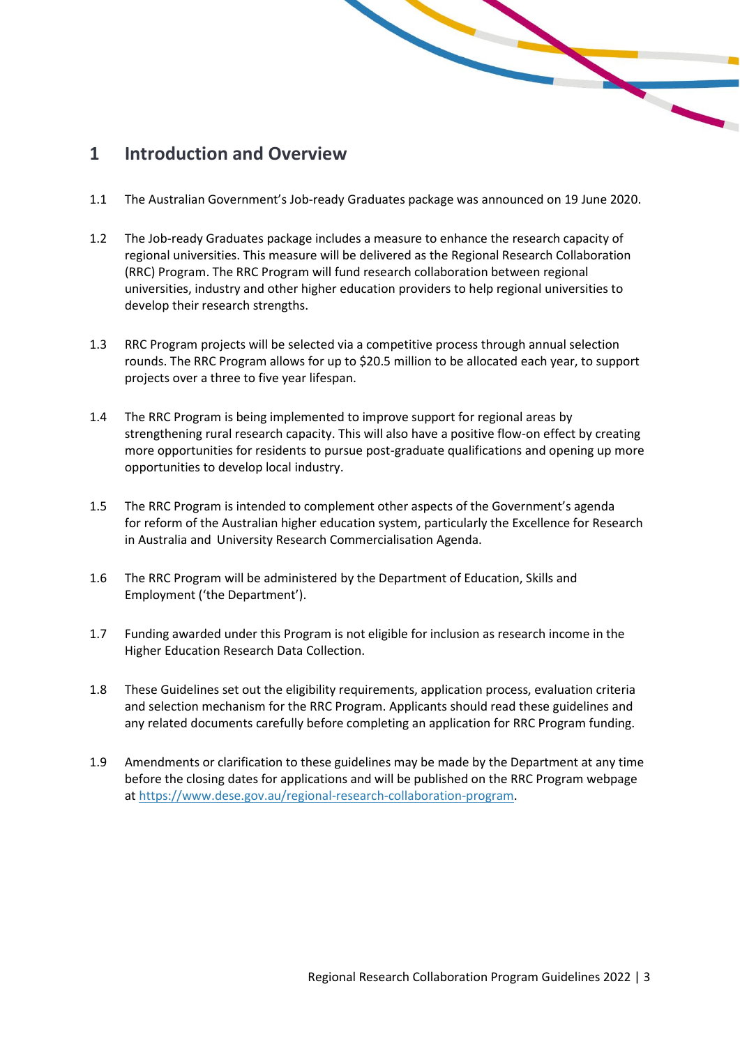# 1 Introduction and Overview

1.1 The Australian Government's Job-ready Graduates package was announced on 19 June 2020.

1.2 The Job-ready Graduates package includes a measure to enhance the research capacity of regional universities. This measure will be delivered as the Regional Research Collaboration (RRC) Program. The RRC Program will fund research collaboration between regional universities, industry and other higher education providers to help regional universities to develop their research strengths.

1.3 RRC Program projects will be selected via a competitive process through annual selection rounds. The RRC Program allows for up to $20.5 million to be allocated each year, to support projects over a three to five year lifespan.

1.4 The RRC Program is being implemented to improve support for regional areas by strengthening rural research capacity. This will also have a positive flow-on effect by creating more opportunities for residents to pursue post-graduate qualifications and opening up more opportunities to develop local industry.

1.5 The RRC Program is intended to complement other aspects of the Government's agenda for reform of the Australian higher education system, particularly the Excellence for Research in Australia and University Research Commercialisation Agenda.

1.6 The RRC Program will be administered by the Department of Education, Skills and Employment ('the Department').

1.7 Funding awarded under this Program is not eligible for inclusion as research income in the Higher Education Research Data Collection.

1.8 These Guidelines set out the eligibility requirements, application process, evaluation criteria and selection mechanism for the RRC Program. Applicants should read these guidelines and any related documents carefully before completing an application for RRC Program funding.

1.9 Amendments or clarification to these guidelines may be made by the Department at any time before the closing dates for applications and will be published on the RRC Program webpage at [https://www.dese.gov.au/regional-research-collaboration-program](https://www.dese.gov.au/regional-research-collaboration-program).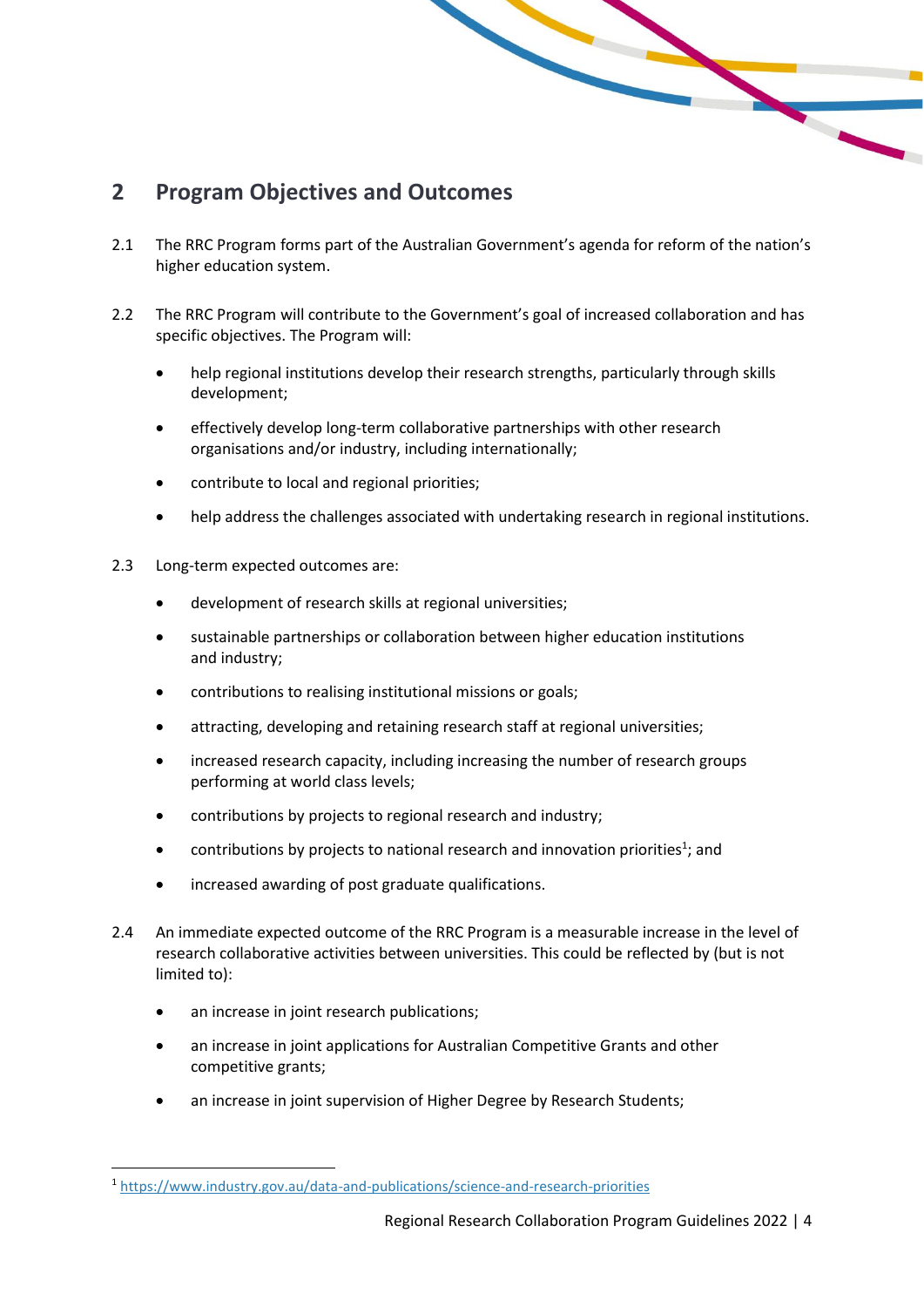## 2 Program Objectives and Outcomes

2.1 The RRC Program forms part of the Australian Government's agenda for reform of the nation's higher education system.

2.2 The RRC Program will contribute to the Government's goal of increased collaboration and has specific objectives. The Program will:

- help regional institutions develop their research strengths, particularly through skills development;
- effectively develop long-term collaborative partnerships with other research organisations and/or industry, including internationally;
- contribute to local and regional priorities;
- help address the challenges associated with undertaking research in regional institutions.

2.3 Long-term expected outcomes are:

- development of research skills at regional universities;
- sustainable partnerships or collaboration between higher education institutions and industry;
- contributions to realising institutional missions or goals;
- attracting, developing and retaining research staff at regional universities;
- increased research capacity, including increasing the number of research groups performing at world class levels;
- contributions by projects to regional research and industry;
- contributions by projects to national research and innovation priorities[1]; and
- increased awarding of post graduate qualifications.

2.4 An immediate expected outcome of the RRC Program is a measurable increase in the level of research collaborative activities between universities. This could be reflected by (but is not limited to):

- an increase in joint research publications;
- an increase in joint applications for Australian Competitive Grants and other competitive grants;
- an increase in joint supervision of Higher Degree by Research Students;

[1] https://www.industry.gov.au/data-and-publications/science-and-research-priorities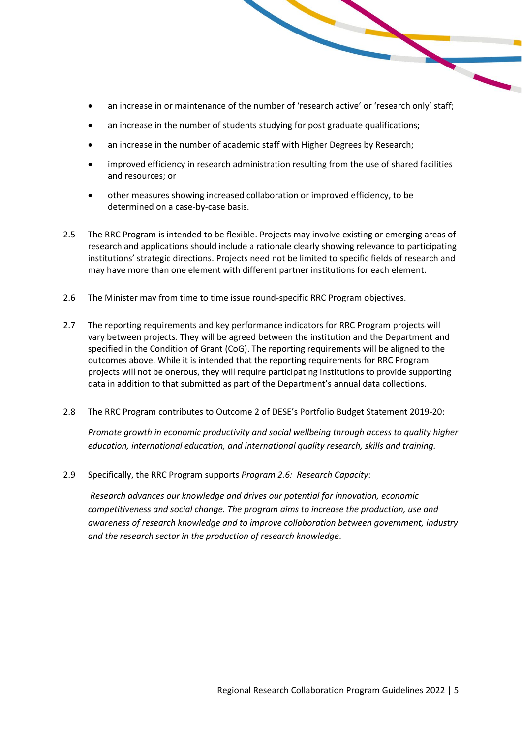- an increase in or maintenance of the number of 'research active' or 'research only' staff;
- an increase in the number of students studying for post graduate qualifications;
- an increase in the number of academic staff with Higher Degrees by Research;
- improved efficiency in research administration resulting from the use of shared facilities and resources; or
- other measures showing increased collaboration or improved efficiency, to be determined on a case-by-case basis.

2.5 The RRC Program is intended to be flexible. Projects may involve existing or emerging areas of research and applications should include a rationale clearly showing relevance to participating institutions' strategic directions. Projects need not be limited to specific fields of research and may have more than one element with different partner institutions for each element.

2.6 The Minister may from time to time issue round-specific RRC Program objectives.

2.7 The reporting requirements and key performance indicators for RRC Program projects will vary between projects. They will be agreed between the institution and the Department and specified in the Condition of Grant (CoG). The reporting requirements will be aligned to the outcomes above. While it is intended that the reporting requirements for RRC Program projects will not be onerous, they will require participating institutions to provide supporting data in addition to that submitted as part of the Department's annual data collections.

2.8 The RRC Program contributes to Outcome 2 of DESE's Portfolio Budget Statement 2019-20:

*Promote growth in economic productivity and social wellbeing through access to quality higher education, international education, and international quality research, skills and training.*

2.9 Specifically, the RRC Program supports *Program 2.6: Research Capacity*:

*Research advances our knowledge and drives our potential for innovation, economic competitiveness and social change. The program aims to increase the production, use and awareness of research knowledge and to improve collaboration between government, industry and the research sector in the production of research knowledge*.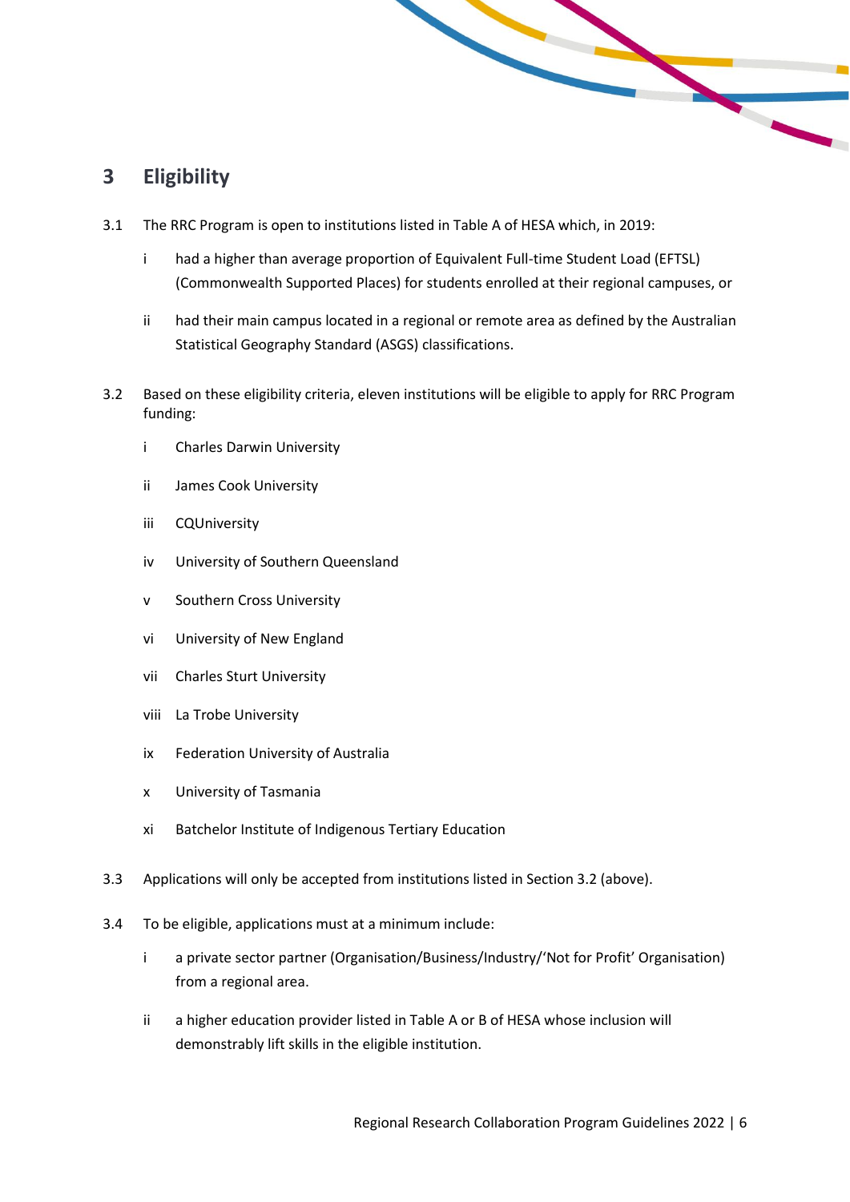# 3 Eligibility

3.1 The RRC Program is open to institutions listed in Table A of HESA which, in 2019:

- i had a higher than average proportion of Equivalent Full-time Student Load (EFTSL) (Commonwealth Supported Places) for students enrolled at their regional campuses, or
- ii had their main campus located in a regional or remote area as defined by the Australian Statistical Geography Standard (ASGS) classifications.

3.2 Based on these eligibility criteria, eleven institutions will be eligible to apply for RRC Program funding:

- i Charles Darwin University
- ii James Cook University
- iii CQUniversity
- iv University of Southern Queensland
- v Southern Cross University
- vi University of New England
- vii Charles Sturt University
- viii La Trobe University
- ix Federation University of Australia
- x University of Tasmania
- xi Batchelor Institute of Indigenous Tertiary Education

3.3 Applications will only be accepted from institutions listed in Section 3.2 (above).

3.4 To be eligible, applications must at a minimum include:

- i a private sector partner (Organisation/Business/Industry/'Not for Profit' Organisation) from a regional area.
- ii a higher education provider listed in Table A or B of HESA whose inclusion will demonstrably lift skills in the eligible institution.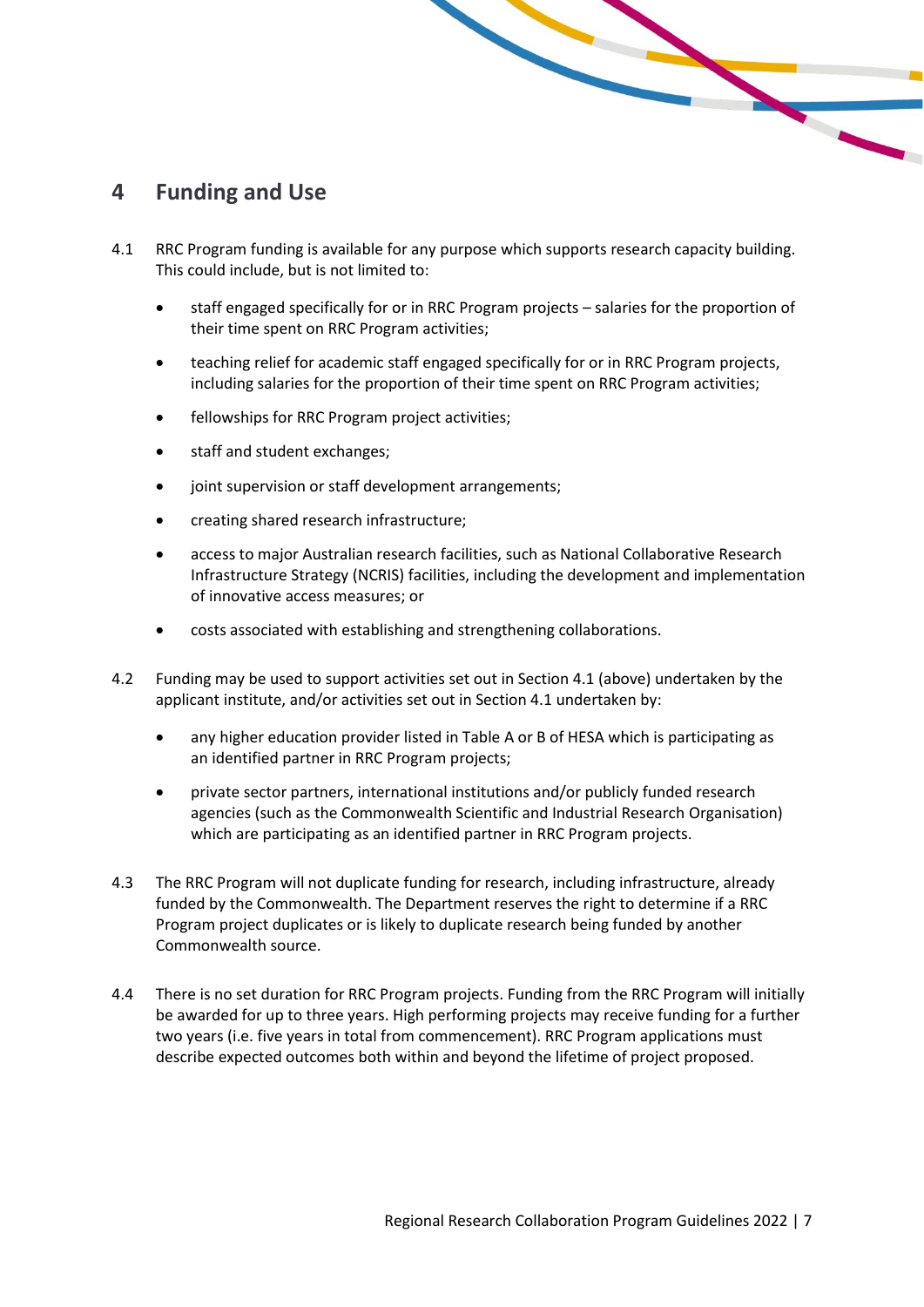# 4 Funding and Use

4.1 RRC Program funding is available for any purpose which supports research capacity building. This could include, but is not limited to:

- staff engaged specifically for or in RRC Program projects – salaries for the proportion of their time spent on RRC Program activities;
- teaching relief for academic staff engaged specifically for or in RRC Program projects, including salaries for the proportion of their time spent on RRC Program activities;
- fellowships for RRC Program project activities;
- staff and student exchanges;
- joint supervision or staff development arrangements;
- creating shared research infrastructure;
- access to major Australian research facilities, such as National Collaborative Research Infrastructure Strategy (NCRIS) facilities, including the development and implementation of innovative access measures; or
- costs associated with establishing and strengthening collaborations.

4.2 Funding may be used to support activities set out in Section 4.1 (above) undertaken by the applicant institute, and/or activities set out in Section 4.1 undertaken by:

- any higher education provider listed in Table A or B of HESA which is participating as an identified partner in RRC Program projects;
- private sector partners, international institutions and/or publicly funded research agencies (such as the Commonwealth Scientific and Industrial Research Organisation) which are participating as an identified partner in RRC Program projects.

4.3 The RRC Program will not duplicate funding for research, including infrastructure, already funded by the Commonwealth. The Department reserves the right to determine if a RRC Program project duplicates or is likely to duplicate research being funded by another Commonwealth source.

4.4 There is no set duration for RRC Program projects. Funding from the RRC Program will initially be awarded for up to three years. High performing projects may receive funding for a further two years (i.e. five years in total from commencement). RRC Program applications must describe expected outcomes both within and beyond the lifetime of project proposed.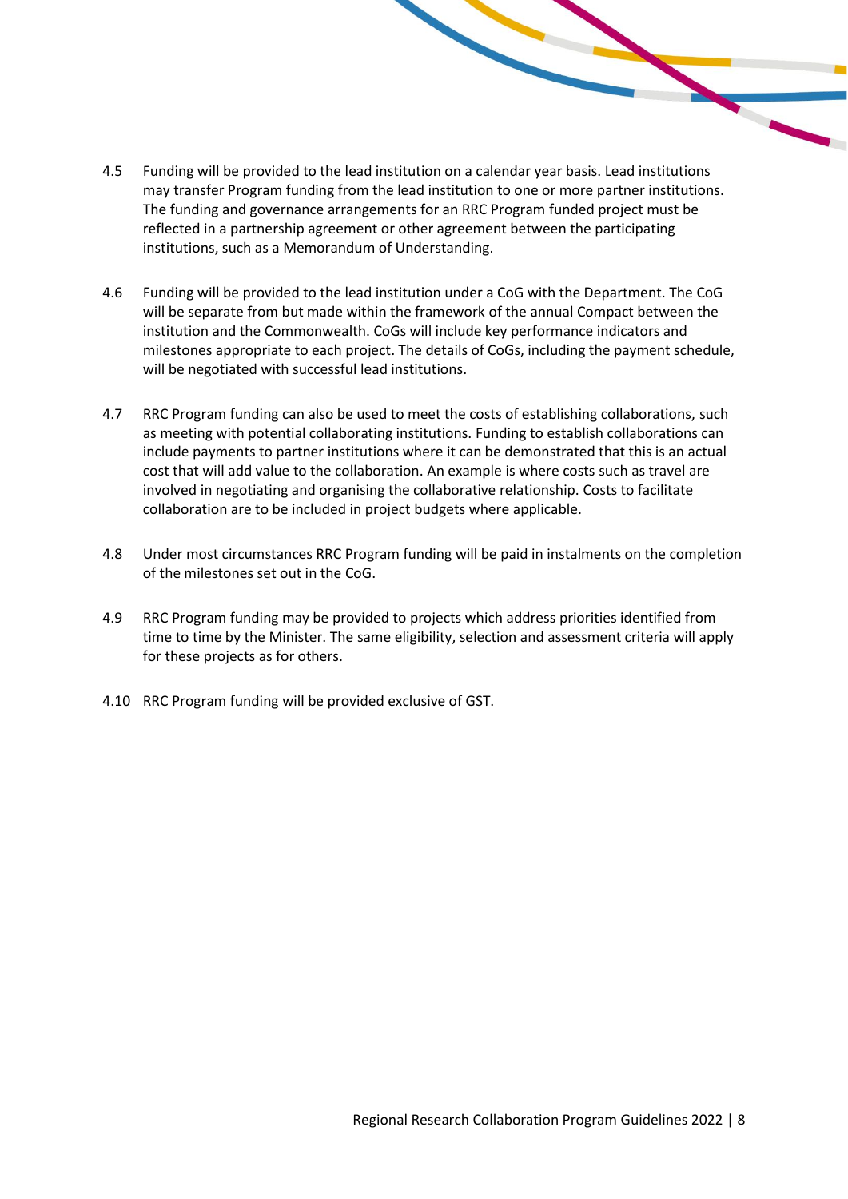4.5 Funding will be provided to the lead institution on a calendar year basis. Lead institutions may transfer Program funding from the lead institution to one or more partner institutions. The funding and governance arrangements for an RRC Program funded project must be reflected in a partnership agreement or other agreement between the participating institutions, such as a Memorandum of Understanding.

4.6 Funding will be provided to the lead institution under a CoG with the Department. The CoG will be separate from but made within the framework of the annual Compact between the institution and the Commonwealth. CoGs will include key performance indicators and milestones appropriate to each project. The details of CoGs, including the payment schedule, will be negotiated with successful lead institutions.

4.7 RRC Program funding can also be used to meet the costs of establishing collaborations, such as meeting with potential collaborating institutions. Funding to establish collaborations can include payments to partner institutions where it can be demonstrated that this is an actual cost that will add value to the collaboration. An example is where costs such as travel are involved in negotiating and organising the collaborative relationship. Costs to facilitate collaboration are to be included in project budgets where applicable.

4.8 Under most circumstances RRC Program funding will be paid in instalments on the completion of the milestones set out in the CoG.

4.9 RRC Program funding may be provided to projects which address priorities identified from time to time by the Minister. The same eligibility, selection and assessment criteria will apply for these projects as for others.

4.10 RRC Program funding will be provided exclusive of GST.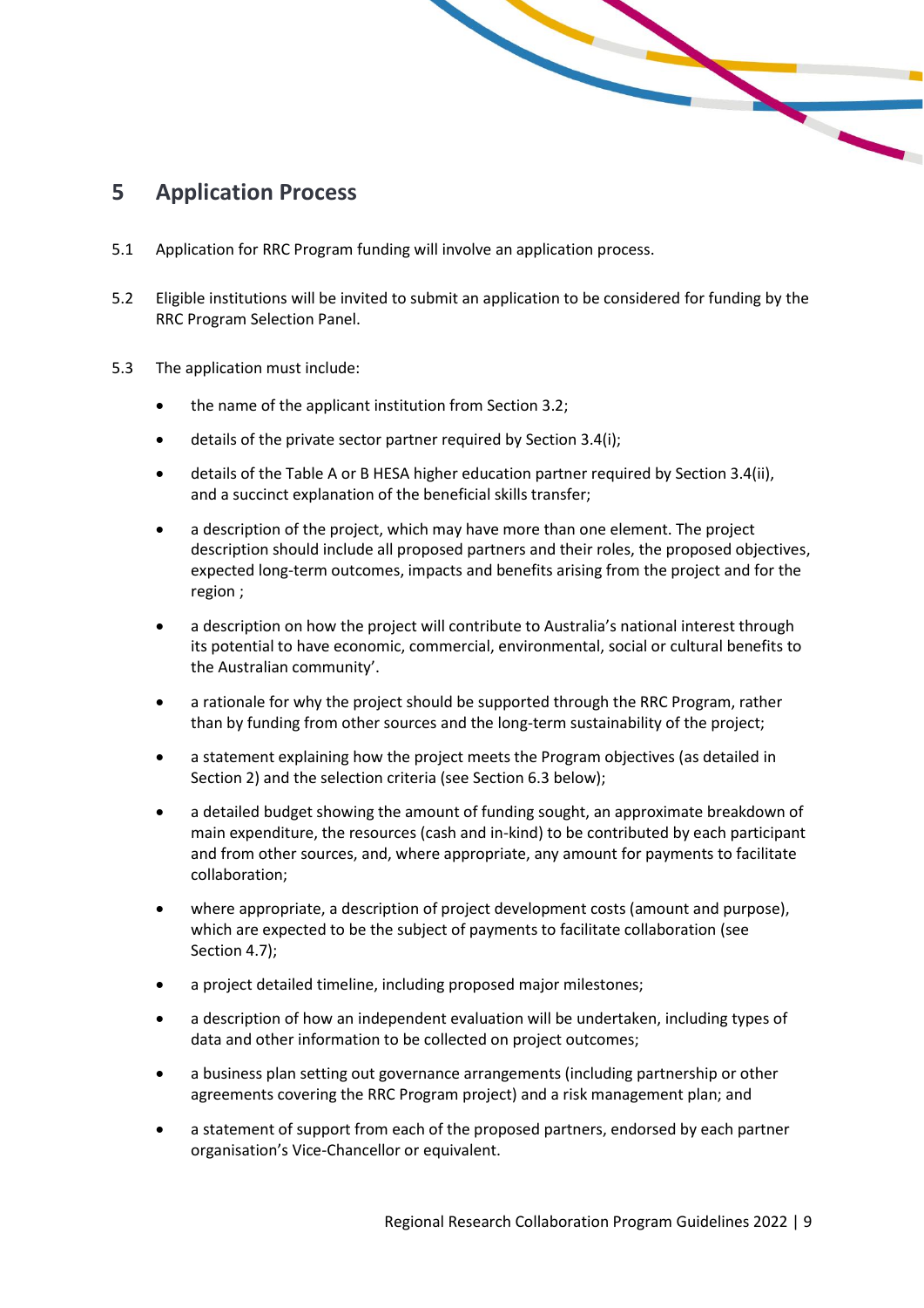# 5 Application Process

5.1 Application for RRC Program funding will involve an application process.

5.2 Eligible institutions will be invited to submit an application to be considered for funding by the RRC Program Selection Panel.

5.3 The application must include:

- the name of the applicant institution from Section 3.2;
- details of the private sector partner required by Section 3.4(i);
- details of the Table A or B HESA higher education partner required by Section 3.4(ii), and a succinct explanation of the beneficial skills transfer;
- a description of the project, which may have more than one element. The project description should include all proposed partners and their roles, the proposed objectives, expected long-term outcomes, impacts and benefits arising from the project and for the region ;
- a description on how the project will contribute to Australia's national interest through its potential to have economic, commercial, environmental, social or cultural benefits to the Australian community'.
- a rationale for why the project should be supported through the RRC Program, rather than by funding from other sources and the long-term sustainability of the project;
- a statement explaining how the project meets the Program objectives (as detailed in Section 2) and the selection criteria (see Section 6.3 below);
- a detailed budget showing the amount of funding sought, an approximate breakdown of main expenditure, the resources (cash and in-kind) to be contributed by each participant and from other sources, and, where appropriate, any amount for payments to facilitate collaboration;
- where appropriate, a description of project development costs (amount and purpose), which are expected to be the subject of payments to facilitate collaboration (see Section 4.7);
- a project detailed timeline, including proposed major milestones;
- a description of how an independent evaluation will be undertaken, including types of data and other information to be collected on project outcomes;
- a business plan setting out governance arrangements (including partnership or other agreements covering the RRC Program project) and a risk management plan; and
- a statement of support from each of the proposed partners, endorsed by each partner organisation's Vice-Chancellor or equivalent.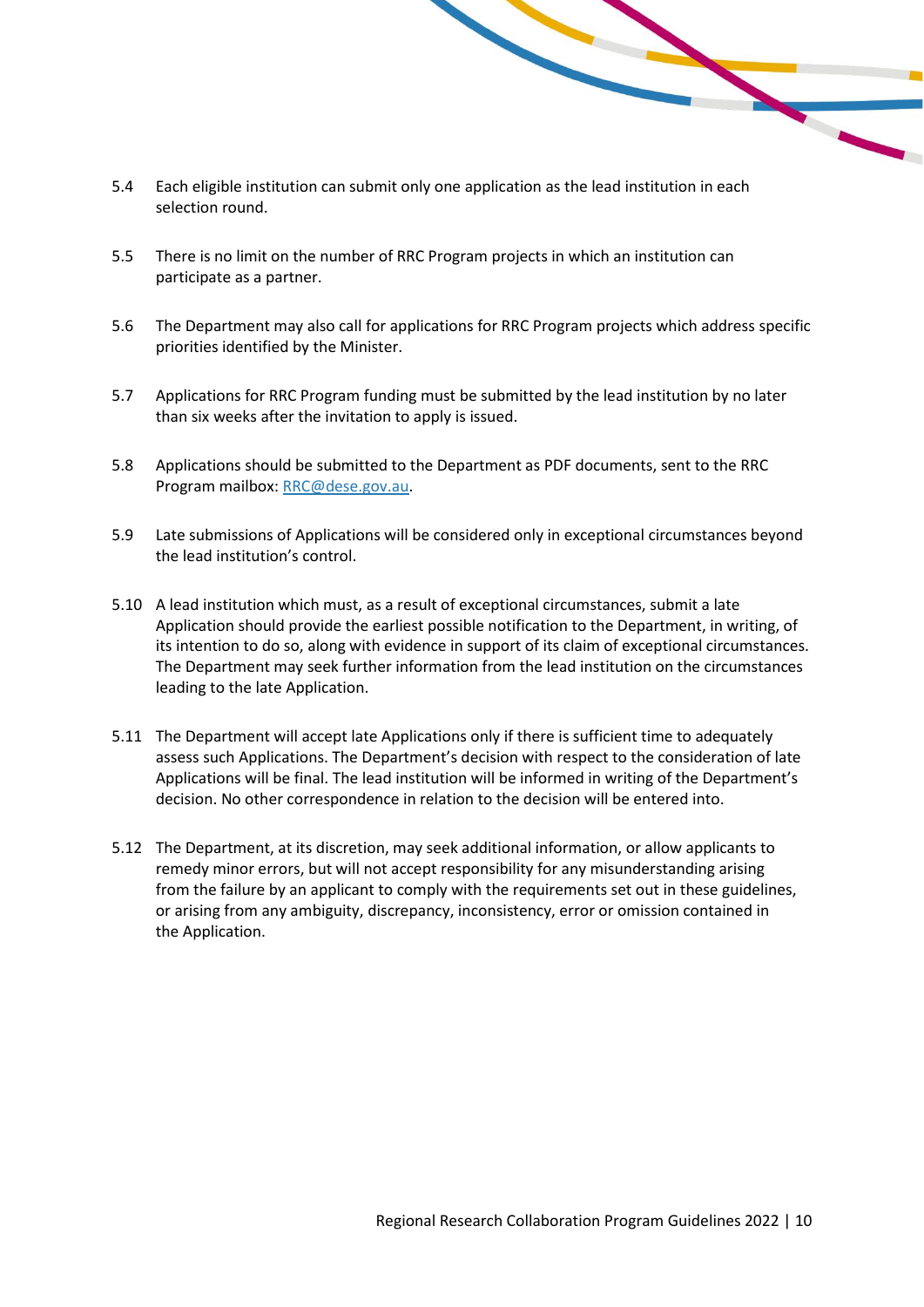5.4 Each eligible institution can submit only one application as the lead institution in each selection round.

5.5 There is no limit on the number of RRC Program projects in which an institution can participate as a partner.

5.6 The Department may also call for applications for RRC Program projects which address specific priorities identified by the Minister.

5.7 Applications for RRC Program funding must be submitted by the lead institution by no later than six weeks after the invitation to apply is issued.

5.8 Applications should be submitted to the Department as PDF documents, sent to the RRC Program mailbox: [RRC@dese.gov.au](mailto:RRC@dese.gov.au).

5.9 Late submissions of Applications will be considered only in exceptional circumstances beyond the lead institution's control.

5.10 A lead institution which must, as a result of exceptional circumstances, submit a late Application should provide the earliest possible notification to the Department, in writing, of its intention to do so, along with evidence in support of its claim of exceptional circumstances. The Department may seek further information from the lead institution on the circumstances leading to the late Application.

5.11 The Department will accept late Applications only if there is sufficient time to adequately assess such Applications. The Department's decision with respect to the consideration of late Applications will be final. The lead institution will be informed in writing of the Department's decision. No other correspondence in relation to the decision will be entered into.

5.12 The Department, at its discretion, may seek additional information, or allow applicants to remedy minor errors, but will not accept responsibility for any misunderstanding arising from the failure by an applicant to comply with the requirements set out in these guidelines, or arising from any ambiguity, discrepancy, inconsistency, error or omission contained in the Application.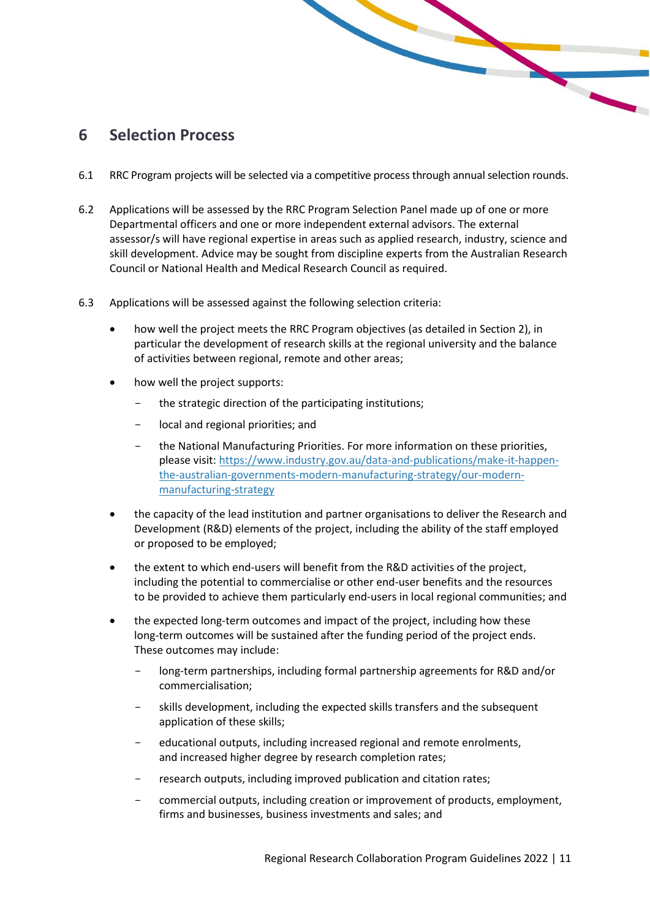# 6 Selection Process

6.1 RRC Program projects will be selected via a competitive process through annual selection rounds.

6.2 Applications will be assessed by the RRC Program Selection Panel made up of one or more Departmental officers and one or more independent external advisors. The external assessor/s will have regional expertise in areas such as applied research, industry, science and skill development. Advice may be sought from discipline experts from the Australian Research Council or National Health and Medical Research Council as required.

6.3 Applications will be assessed against the following selection criteria:

- how well the project meets the RRC Program objectives (as detailed in Section 2), in particular the development of research skills at the regional university and the balance of activities between regional, remote and other areas;
- how well the project supports:
  - the strategic direction of the participating institutions;
  - local and regional priorities; and
  - the National Manufacturing Priorities. For more information on these priorities, please visit: [https://www.industry.gov.au/data-and-publications/make-it-happen-the-australian-governments-modern-manufacturing-strategy/our-modern-manufacturing-strategy](https://www.industry.gov.au/data-and-publications/make-it-happen-the-australian-governments-modern-manufacturing-strategy/our-modern-manufacturing-strategy)
- the capacity of the lead institution and partner organisations to deliver the Research and Development (R&D) elements of the project, including the ability of the staff employed or proposed to be employed;
- the extent to which end-users will benefit from the R&D activities of the project, including the potential to commercialise or other end-user benefits and the resources to be provided to achieve them particularly end-users in local regional communities; and
- the expected long-term outcomes and impact of the project, including how these long-term outcomes will be sustained after the funding period of the project ends. These outcomes may include:
  - long-term partnerships, including formal partnership agreements for R&D and/or commercialisation;
  - skills development, including the expected skills transfers and the subsequent application of these skills;
  - educational outputs, including increased regional and remote enrolments, and increased higher degree by research completion rates;
  - research outputs, including improved publication and citation rates;
  - commercial outputs, including creation or improvement of products, employment, firms and businesses, business investments and sales; and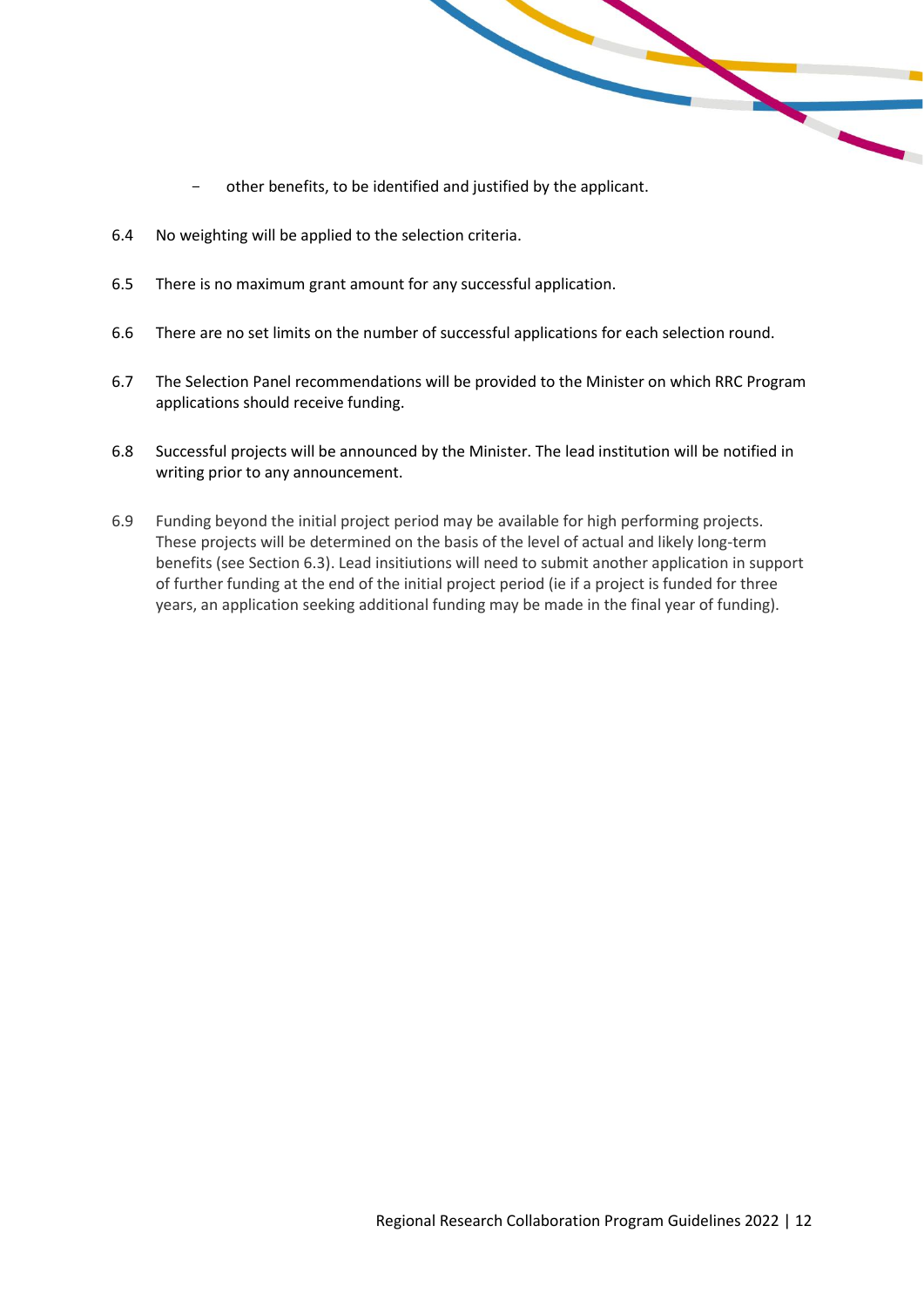- other benefits, to be identified and justified by the applicant.

6.4 No weighting will be applied to the selection criteria.

6.5 There is no maximum grant amount for any successful application.

6.6 There are no set limits on the number of successful applications for each selection round.

6.7 The Selection Panel recommendations will be provided to the Minister on which RRC Program applications should receive funding.

6.8 Successful projects will be announced by the Minister. The lead institution will be notified in writing prior to any announcement.

6.9 Funding beyond the initial project period may be available for high performing projects. These projects will be determined on the basis of the level of actual and likely long-term benefits (see Section 6.3). Lead insitiutions will need to submit another application in support of further funding at the end of the initial project period (ie if a project is funded for three years, an application seeking additional funding may be made in the final year of funding).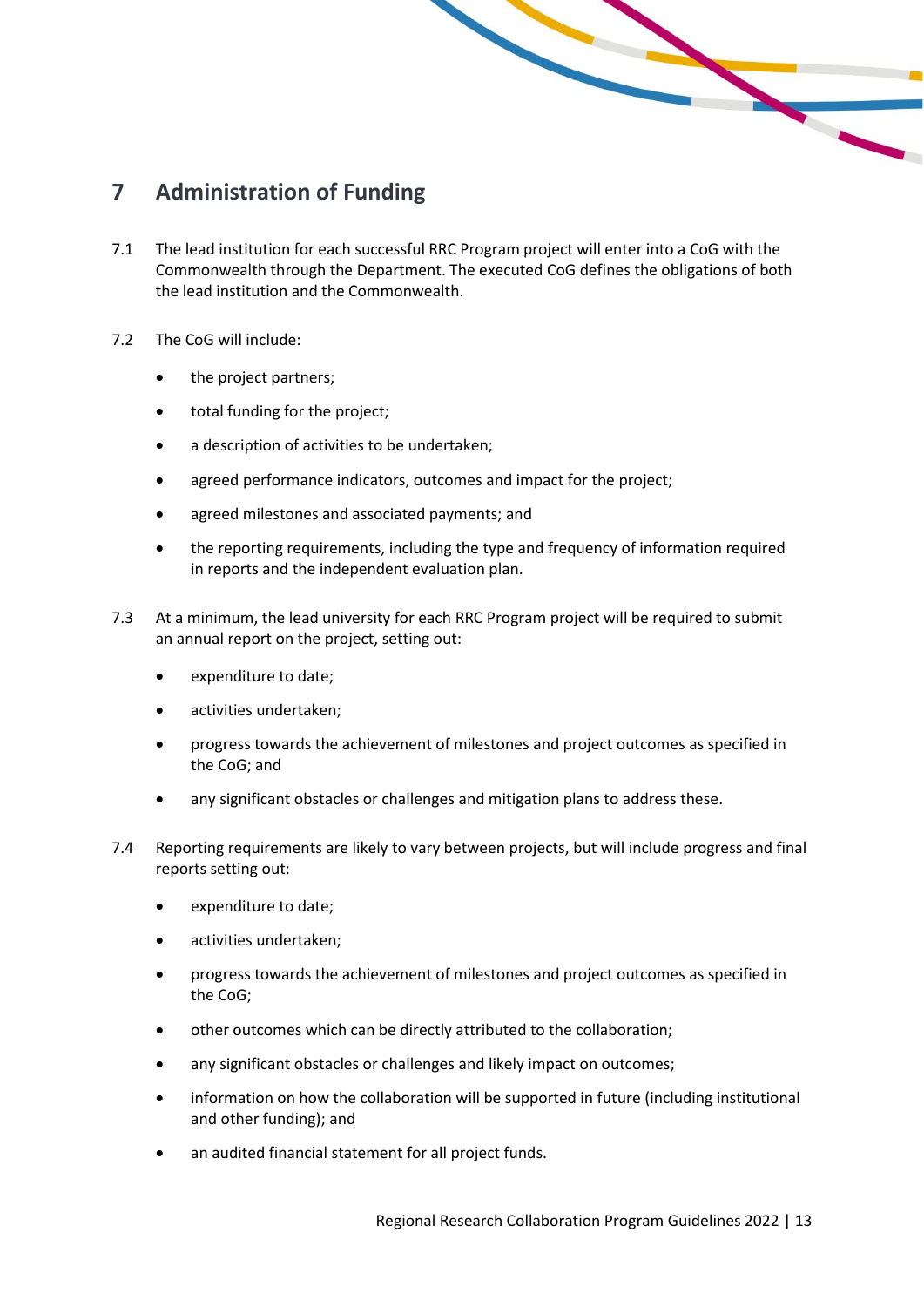# 7 Administration of Funding

7.1 The lead institution for each successful RRC Program project will enter into a CoG with the Commonwealth through the Department. The executed CoG defines the obligations of both the lead institution and the Commonwealth.

7.2 The CoG will include:

- the project partners;
- total funding for the project;
- a description of activities to be undertaken;
- agreed performance indicators, outcomes and impact for the project;
- agreed milestones and associated payments; and
- the reporting requirements, including the type and frequency of information required in reports and the independent evaluation plan.

7.3 At a minimum, the lead university for each RRC Program project will be required to submit an annual report on the project, setting out:

- expenditure to date;
- activities undertaken;
- progress towards the achievement of milestones and project outcomes as specified in the CoG; and
- any significant obstacles or challenges and mitigation plans to address these.

7.4 Reporting requirements are likely to vary between projects, but will include progress and final reports setting out:

- expenditure to date;
- activities undertaken;
- progress towards the achievement of milestones and project outcomes as specified in the CoG;
- other outcomes which can be directly attributed to the collaboration;
- any significant obstacles or challenges and likely impact on outcomes;
- information on how the collaboration will be supported in future (including institutional and other funding); and
- an audited financial statement for all project funds.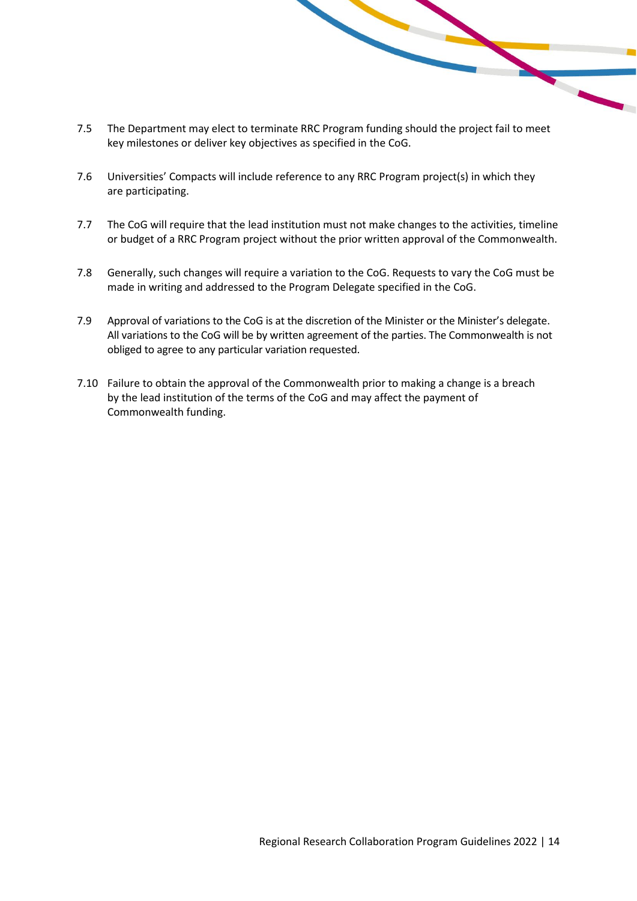7.5 The Department may elect to terminate RRC Program funding should the project fail to meet key milestones or deliver key objectives as specified in the CoG.

7.6 Universities' Compacts will include reference to any RRC Program project(s) in which they are participating.

7.7 The CoG will require that the lead institution must not make changes to the activities, timeline or budget of a RRC Program project without the prior written approval of the Commonwealth.

7.8 Generally, such changes will require a variation to the CoG. Requests to vary the CoG must be made in writing and addressed to the Program Delegate specified in the CoG.

7.9 Approval of variations to the CoG is at the discretion of the Minister or the Minister's delegate. All variations to the CoG will be by written agreement of the parties. The Commonwealth is not obliged to agree to any particular variation requested.

7.10 Failure to obtain the approval of the Commonwealth prior to making a change is a breach by the lead institution of the terms of the CoG and may affect the payment of Commonwealth funding.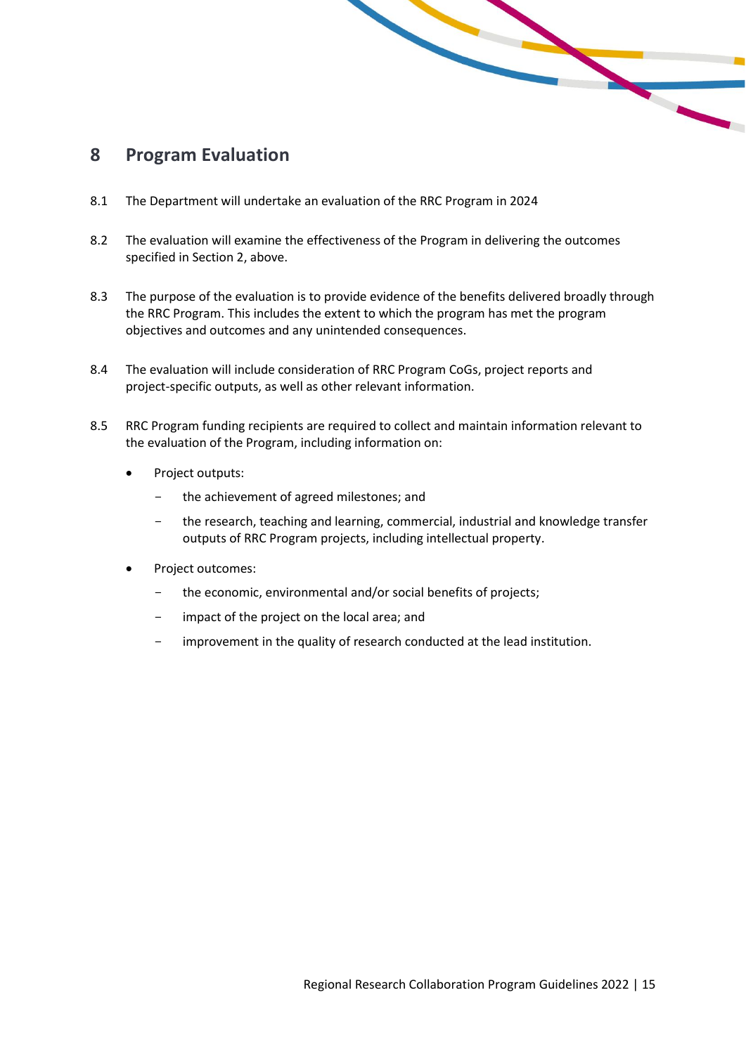# 8 Program Evaluation

8.1 The Department will undertake an evaluation of the RRC Program in 2024

8.2 The evaluation will examine the effectiveness of the Program in delivering the outcomes specified in Section 2, above.

8.3 The purpose of the evaluation is to provide evidence of the benefits delivered broadly through the RRC Program. This includes the extent to which the program has met the program objectives and outcomes and any unintended consequences.

8.4 The evaluation will include consideration of RRC Program CoGs, project reports and project-specific outputs, as well as other relevant information.

8.5 RRC Program funding recipients are required to collect and maintain information relevant to the evaluation of the Program, including information on:

- Project outputs:
  - the achievement of agreed milestones; and
  - the research, teaching and learning, commercial, industrial and knowledge transfer outputs of RRC Program projects, including intellectual property.
- Project outcomes:
  - the economic, environmental and/or social benefits of projects;
  - impact of the project on the local area; and
  - improvement in the quality of research conducted at the lead institution.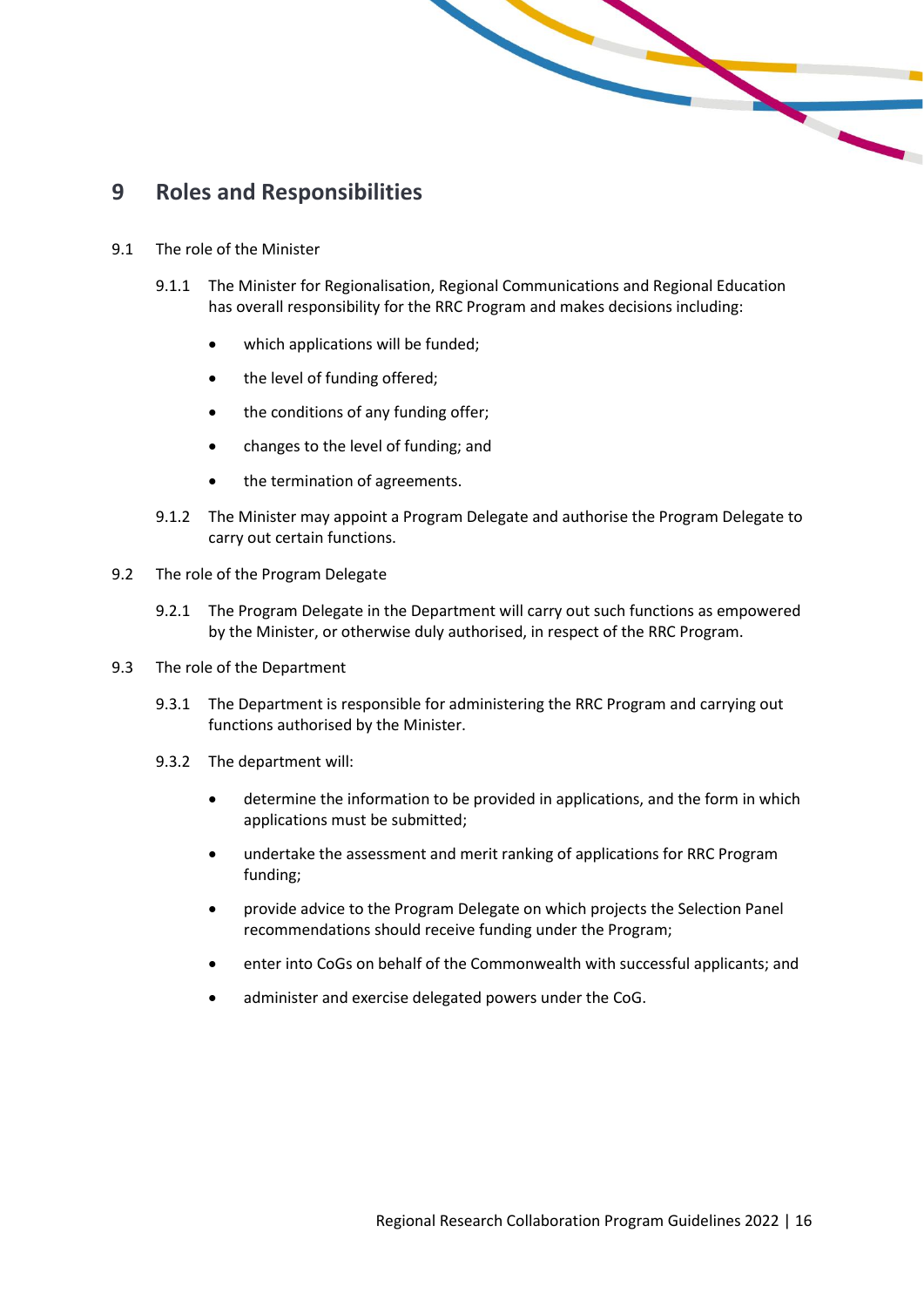# 9 Roles and Responsibilities

9.1 The role of the Minister

9.1.1 The Minister for Regionalisation, Regional Communications and Regional Education has overall responsibility for the RRC Program and makes decisions including:

- which applications will be funded;
- the level of funding offered;
- the conditions of any funding offer;
- changes to the level of funding; and
- the termination of agreements.

9.1.2 The Minister may appoint a Program Delegate and authorise the Program Delegate to carry out certain functions.

9.2 The role of the Program Delegate

9.2.1 The Program Delegate in the Department will carry out such functions as empowered by the Minister, or otherwise duly authorised, in respect of the RRC Program.

9.3 The role of the Department

9.3.1 The Department is responsible for administering the RRC Program and carrying out functions authorised by the Minister.

9.3.2 The department will:

- determine the information to be provided in applications, and the form in which applications must be submitted;
- undertake the assessment and merit ranking of applications for RRC Program funding;
- provide advice to the Program Delegate on which projects the Selection Panel recommendations should receive funding under the Program;
- enter into CoGs on behalf of the Commonwealth with successful applicants; and
- administer and exercise delegated powers under the CoG.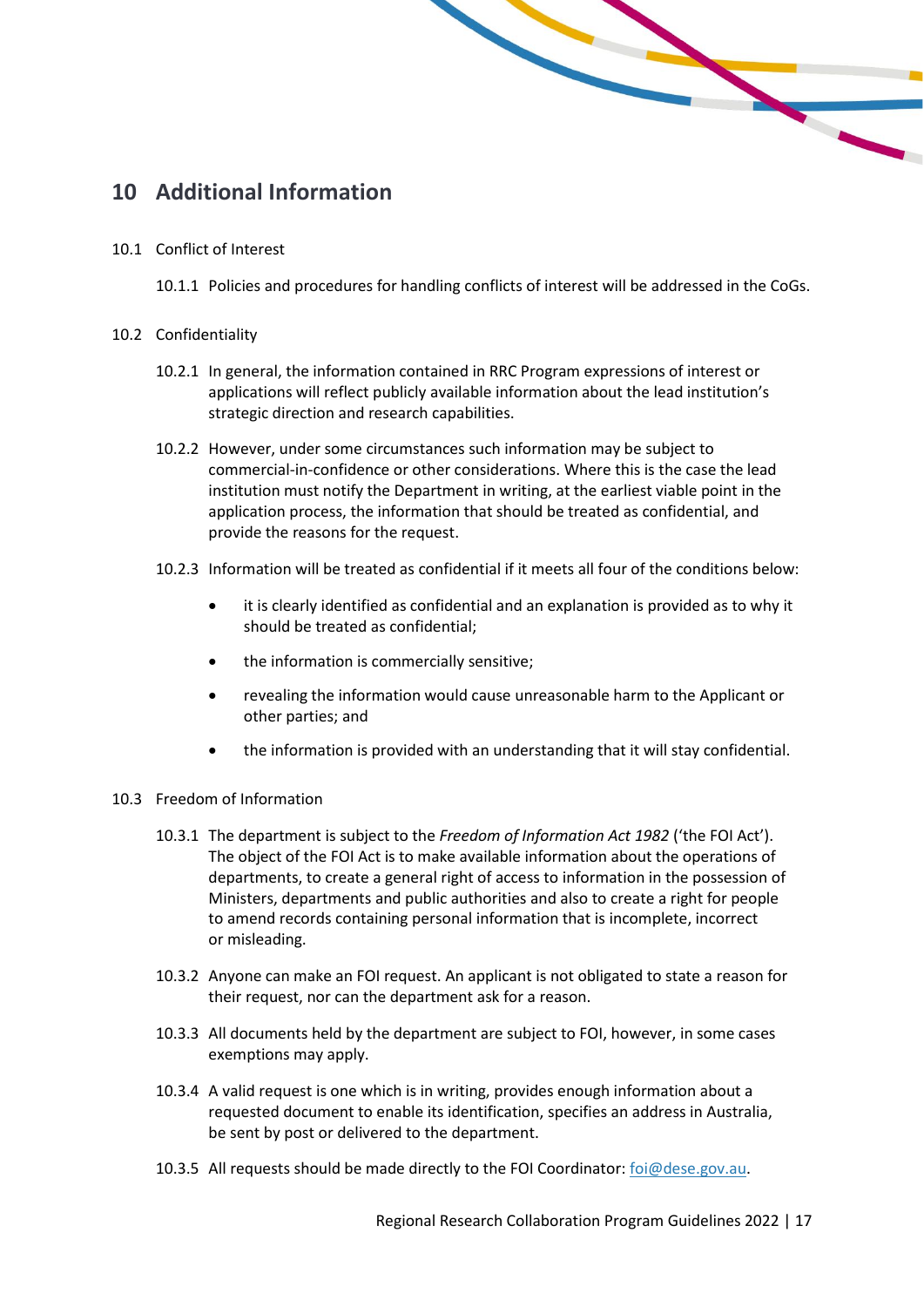# 10 Additional Information

10.1 Conflict of Interest

10.1.1 Policies and procedures for handling conflicts of interest will be addressed in the CoGs.

10.2 Confidentiality

10.2.1 In general, the information contained in RRC Program expressions of interest or applications will reflect publicly available information about the lead institution's strategic direction and research capabilities.

10.2.2 However, under some circumstances such information may be subject to commercial-in-confidence or other considerations. Where this is the case the lead institution must notify the Department in writing, at the earliest viable point in the application process, the information that should be treated as confidential, and provide the reasons for the request.

10.2.3 Information will be treated as confidential if it meets all four of the conditions below:

- it is clearly identified as confidential and an explanation is provided as to why it should be treated as confidential;
- the information is commercially sensitive;
- revealing the information would cause unreasonable harm to the Applicant or other parties; and
- the information is provided with an understanding that it will stay confidential.

10.3 Freedom of Information

10.3.1 The department is subject to the *Freedom of Information Act 1982* ('the FOI Act'). The object of the FOI Act is to make available information about the operations of departments, to create a general right of access to information in the possession of Ministers, departments and public authorities and also to create a right for people to amend records containing personal information that is incomplete, incorrect or misleading.

10.3.2 Anyone can make an FOI request. An applicant is not obligated to state a reason for their request, nor can the department ask for a reason.

10.3.3 All documents held by the department are subject to FOI, however, in some cases exemptions may apply.

10.3.4 A valid request is one which is in writing, provides enough information about a requested document to enable its identification, specifies an address in Australia, be sent by post or delivered to the department.

10.3.5 All requests should be made directly to the FOI Coordinator: foi@dese.gov.au.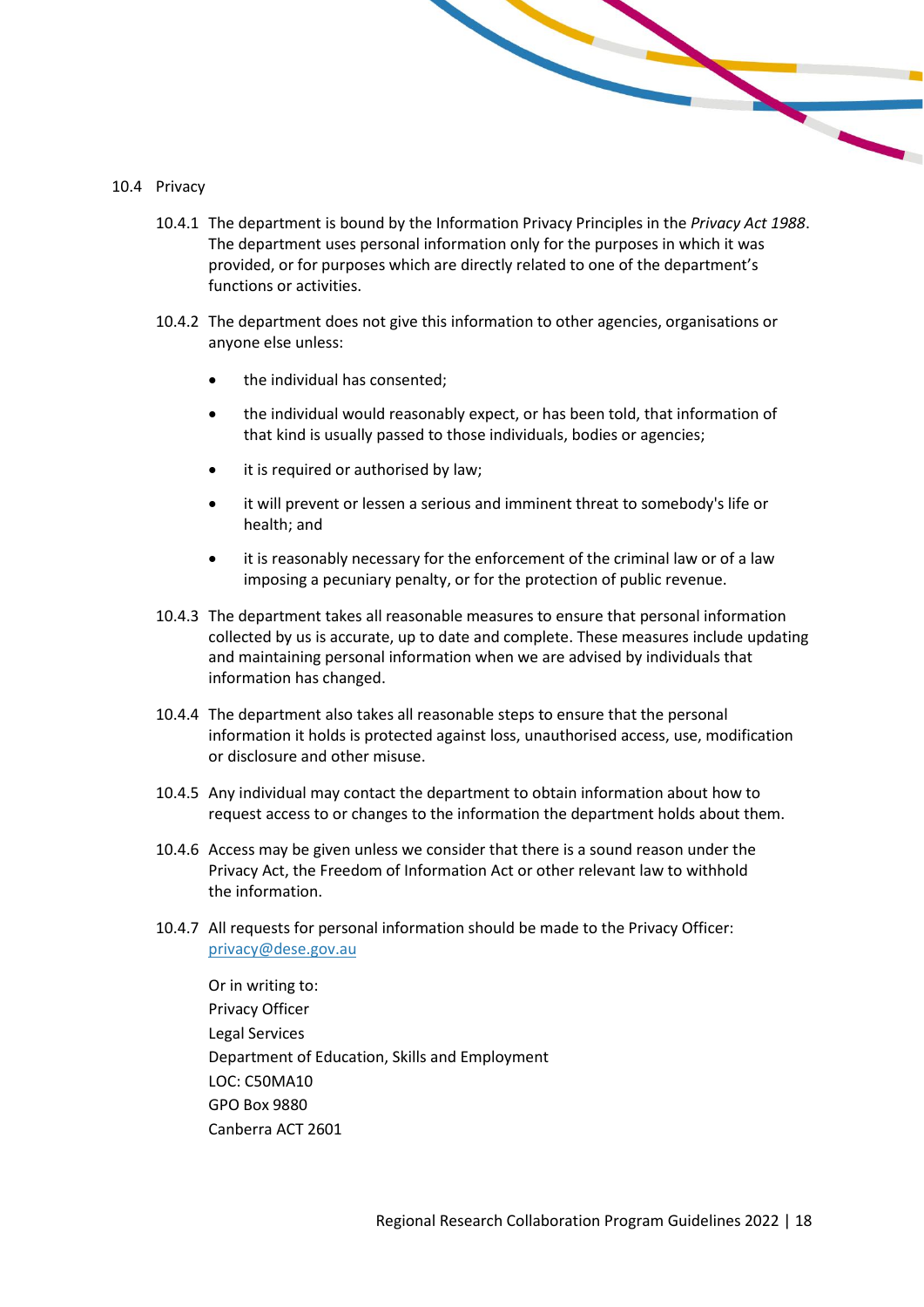### 10.4 Privacy

10.4.1 The department is bound by the Information Privacy Principles in the *Privacy Act 1988*. The department uses personal information only for the purposes in which it was provided, or for purposes which are directly related to one of the department's functions or activities.

10.4.2 The department does not give this information to other agencies, organisations or anyone else unless:

- the individual has consented;
- the individual would reasonably expect, or has been told, that information of that kind is usually passed to those individuals, bodies or agencies;
- it is required or authorised by law;
- it will prevent or lessen a serious and imminent threat to somebody's life or health; and
- it is reasonably necessary for the enforcement of the criminal law or of a law imposing a pecuniary penalty, or for the protection of public revenue.

10.4.3 The department takes all reasonable measures to ensure that personal information collected by us is accurate, up to date and complete. These measures include updating and maintaining personal information when we are advised by individuals that information has changed.

10.4.4 The department also takes all reasonable steps to ensure that the personal information it holds is protected against loss, unauthorised access, use, modification or disclosure and other misuse.

10.4.5 Any individual may contact the department to obtain information about how to request access to or changes to the information the department holds about them.

10.4.6 Access may be given unless we consider that there is a sound reason under the Privacy Act, the Freedom of Information Act or other relevant law to withhold the information.

10.4.7 All requests for personal information should be made to the Privacy Officer: [privacy@dese.gov.au](mailto:privacy@dese.gov.au)

Or in writing to:
Privacy Officer
Legal Services
Department of Education, Skills and Employment
LOC: C50MA10
GPO Box 9880
Canberra ACT 2601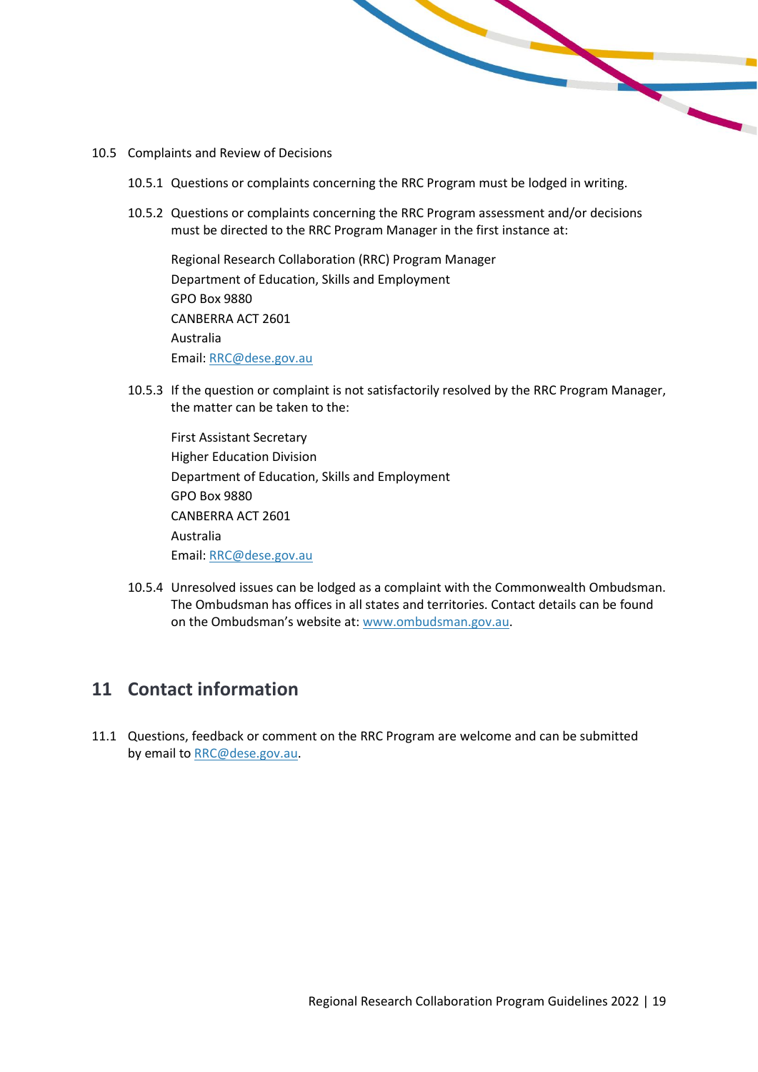10.5 Complaints and Review of Decisions

10.5.1 Questions or complaints concerning the RRC Program must be lodged in writing.

10.5.2 Questions or complaints concerning the RRC Program assessment and/or decisions must be directed to the RRC Program Manager in the first instance at:

Regional Research Collaboration (RRC) Program Manager
Department of Education, Skills and Employment
GPO Box 9880
CANBERRA ACT 2601
Australia
Email: RRC@dese.gov.au

10.5.3 If the question or complaint is not satisfactorily resolved by the RRC Program Manager, the matter can be taken to the:

First Assistant Secretary
Higher Education Division
Department of Education, Skills and Employment
GPO Box 9880
CANBERRA ACT 2601
Australia
Email: RRC@dese.gov.au

10.5.4 Unresolved issues can be lodged as a complaint with the Commonwealth Ombudsman. The Ombudsman has offices in all states and territories. Contact details can be found on the Ombudsman's website at: www.ombudsman.gov.au.

# 11 Contact information

11.1 Questions, feedback or comment on the RRC Program are welcome and can be submitted by email to RRC@dese.gov.au.